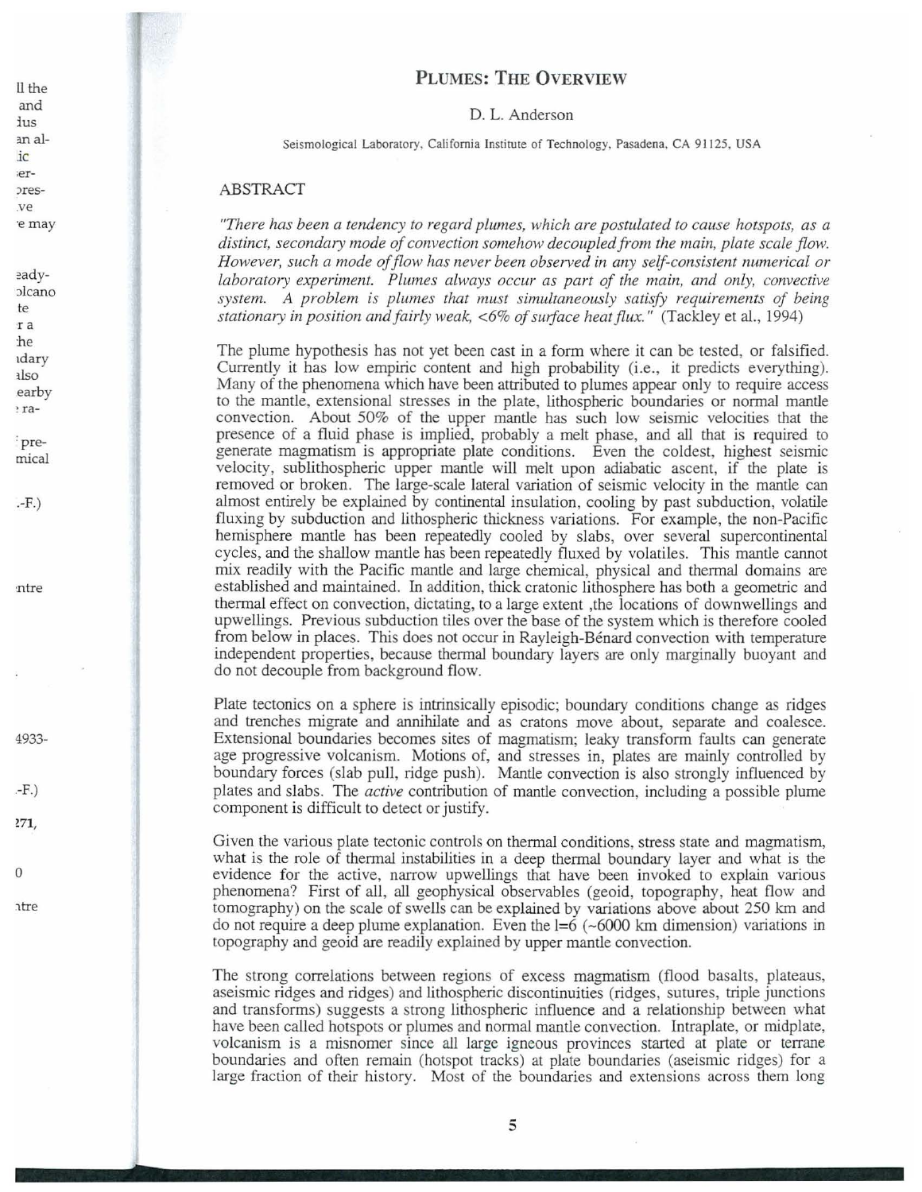# Plumes: The Overview

D. L. Anderson

Seismological Laboratory, California Institute of Technology, Pasadena, CA 91125, USA

## ABSTRACT

*"There has been a tendency to regard plumes, which are postulated to cause hotspots, as a distinct, secondary mode of convection somehow decoupled from the main, plate scale flow. However, such a mode of flow has never been observed in any self-consistent numerical or laboratory experiment. Plumes always occur as part of the main, and only, convective system. A problem is plumes that must simultaneously satisfy requirements of being stationary in position and fairly weak, <6% of surface heat flux."* (Tackley et al., 1994)

The plume hypothesis has not yet been cast in a form where it can be tested, or falsified. Currently it has low empiric content and high probability (i.e., it predicts everything). Many of the phenomena which have been attributed to plumes appear only to require access to the mantle, extensional stresses in the plate, lithospheric boundaries or normal mantle convection. About 50% of the upper mantle has such low seismic velocities that the presence of a fluid phase is implied, probably a melt phase, and all that is required to generate magmatism is appropriate plate conditions. Even the coldest, highest seismic velocity, sublithospheric upper mantle will melt upon adiabatic ascent, if the plate is removed or broken. The large-scale lateral variation of seismic velocity in the mantle can almost entirely be explained by continental insulation, cooling by past subduction, volatile fluxing by subduction and lithospheric thickness variations. For example, the non-Pacific hemisphere mantle has been repeatedly cooled by slabs, over several supercontinental cycles, and the shallow mantle has been repeatedly fluxed by volatiles. This mantle cannot mix readily with the Pacific mantle and large chemical, physical and thermal domains are established and maintained. In addition, thick cratonic lithosphere has both a geometric and thermal effect on convection, dictating, to a large extent ,the locations of downwellings and upwellings. Previous subduction tiles over the base of the system which is therefore cooled from below in places. This does not occur in Rayleigh-Bénard convection with temperature independent properties, because thermal boundary layers are only marginally buoyant and do not decouple from background flow.

Plate tectonics on a sphere is intrinsically episodic; boundary conditions change as ridges and trenches migrate and annihilate and as cratons move about, separate and coalesce. Extensional boundaries becomes sites of magmatism; leaky transform faults can generate age progressive volcanism. Motions of, and stresses in, plates are mainly controlled by boundary forces (slab pull, ridge push). Mantle convection is also strongly influenced by plates and slabs. The *active* contribution of mantle convection, including a possible plume component is difficult to detect or justify.

Given the various plate tectonic controls on thermal conditions, stress state and magmatism, what is the role of thermal instabilities in a deep thermal boundary layer and what is the evidence for the active, narrow upwellings that have been invoked to explain various phenomena? First of all, all geophysical observables (geoid, topography, heat flow and tomography) on the scale of swells can be explained by variations above about 250 km and do not require a deep plume explanation. Even the $l=6$ (~6000 km dimension) variations in topography and geoid are readily explained by upper mantle convection.

The strong correlations between regions of excess magmatism (flood basalts, plateaus, aseismic ridges and ridges) and lithospheric discontinuities (ridges, sutures, triple junctions and transforms) suggests a strong lithospheric influence and a relationship between what have been called hotspots or plumes and normal mantle convection. Intraplate, or midplate, volcanism is a misnomer since all large igneous provinces started at plate or terrane boundaries and often remain (hotspot tracks) at plate boundaries (aseismic ridges) for a large fraction of their history. Most of the boundaries and extensions across them long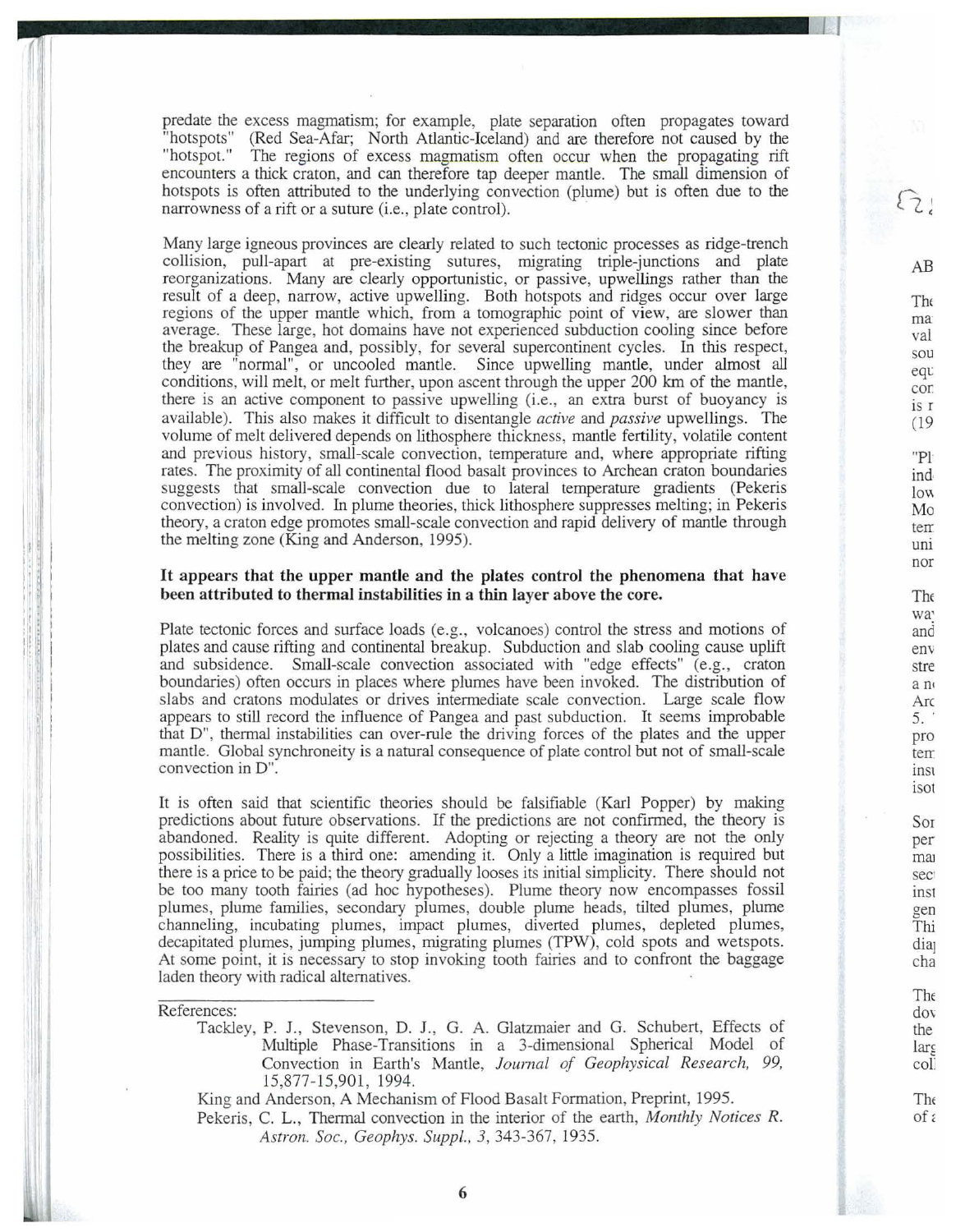predate the excess magmatism; for example, plate separation often propagates toward "hotspots" (Red Sea-Afar; North Atlantic-Iceland) and are therefore not caused by the "hotspot." The regions of excess magmatism often occur when the propagating rift encounters a thick craton, and can therefore tap deeper mantle. The small dimension of hotspots is often attributed to the underlying convection (plume) but is often due to the narrowness of a rift or a suture (i.e., plate control).

Many large igneous provinces are clearly related to such tectonic processes as ridge-trench collision, pull-apart at pre-existing sutures, migrating triple-junctions and plate reorganizations. Many are clearly opportunistic, or passive, upwellings rather than the result of a deep, narrow, active upwelling. Both hotspots and ridges occur over large regions of the upper mantle which, from a tomographic point of view, are slower than average. These large, hot domains have not experienced subduction cooling since before the breakup of Pangea and, possibly, for several supercontinent cycles. In this respect, they are "normal", or uncooled mantle. Since upwelling mantle, under almost all conditions, will melt, or melt further, upon ascent through the upper 200 km of the mantle, there is an active component to passive upwelling (i.e., an extra burst of buoyancy is available). This also makes it difficult to disentangle *active* and *passive* upwellings. The volume of melt delivered depends on lithosphere thickness, mantle fertility, volatile content and previous history, small-scale convection, temperature and, where appropriate rifting rates. The proximity of all continental flood basalt provinces to Archean craton boundaries suggests that small-scale convection due to lateral temperature gradients (Pekeris convection) is involved. In plume theories, thick lithosphere suppresses melting; in Pekeris theory, a craton edge promotes small-scale convection and rapid delivery of mantle through the melting zone (King and Anderson, 1995).

**It appears that the upper mantle and the plates control the phenomena that have been attributed to thermal instabilities in a thin layer above the core.**

Plate tectonic forces and surface loads (e.g., volcanoes) control the stress and motions of plates and cause rifting and continental breakup. Subduction and slab cooling cause uplift and subsidence. Small-scale convection associated with "edge effects" (e.g., craton boundaries) often occurs in places where plumes have been invoked. The distribution of slabs and cratons modulates or drives intermediate scale convection. Large scale flow appears to still record the influence of Pangea and past subduction. It seems improbable that D", thermal instabilities can over-rule the driving forces of the plates and the upper mantle. Global synchroneity is a natural consequence of plate control but not of small-scale convection in D".

It is often said that scientific theories should be falsifiable (Karl Popper) by making predictions about future observations. If the predictions are not confirmed, the theory is abandoned. Reality is quite different. Adopting or rejecting a theory are not the only possibilities. There is a third one: amending it. Only a little imagination is required but there is a price to be paid; the theory gradually looses its initial simplicity. There should not be too many tooth fairies (ad hoc hypotheses). Plume theory now encompasses fossil plumes, plume families, secondary plumes, double plume heads, tilted plumes, plume channeling, incubating plumes, impact plumes, diverted plumes, depleted plumes, decapitated plumes, jumping plumes, migrating plumes (TPW), cold spots and wetspots. At some point, it is necessary to stop invoking tooth fairies and to confront the baggage laden theory with radical alternatives.

References:

Tackley, P. J., Stevenson, D. J., G. A. Glatzmaier and G. Schubert, Effects of Multiple Phase-Transitions in a 3-dimensional Spherical Model of Convection in Earth's Mantle, *Journal of Geophysical Research, 99,* 15,877-15,901, 1994.

King and Anderson, A Mechanism of Flood Basalt Formation, Preprint, 1995.

Pekeris, C. L., Thermal convection in the interior of the earth, *Monthly Notices R. Astron. Soc., Geophys. Suppl., 3*, 343-367, 1935.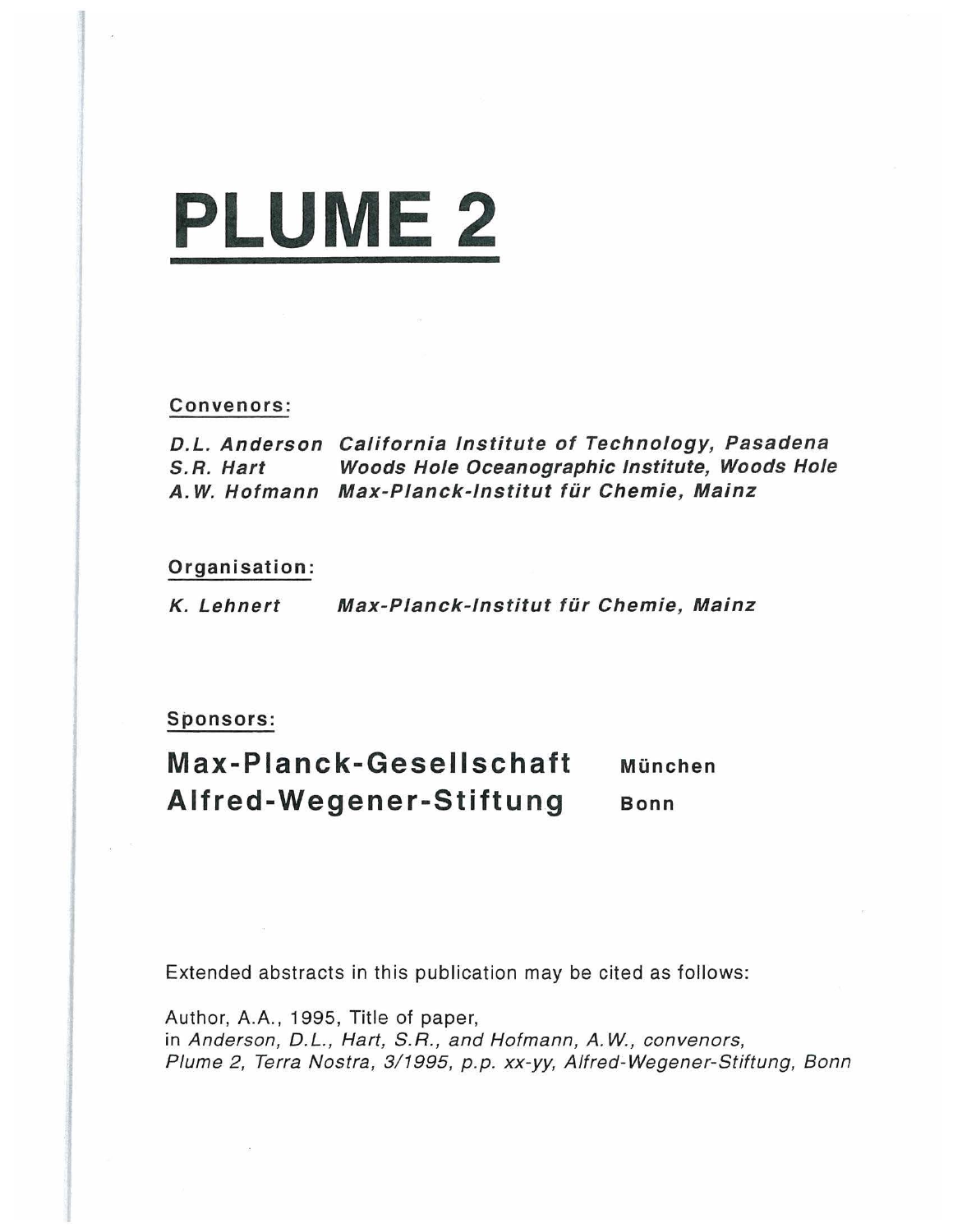# PLUME 2

**Convenors:**

| | |
|---|---|
| *D.L. Anderson* | *California Institute of Technology, Pasadena* |
| *S.R. Hart* | *Woods Hole Oceanographic Institute, Woods Hole* |
| *A.W. Hofmann* | *Max-Planck-Institut für Chemie, Mainz* |

**Organisation:**

| | |
|---|---|
| *K. Lehnert* | *Max-Planck-Institut für Chemie, Mainz* |

**Sponsors:**

**Max-Planck-Gesellschaft** **München**
**Alfred-Wegener-Stiftung** **Bonn**

Extended abstracts in this publication may be cited as follows:

Author, A.A., 1995, Title of paper,
in *Anderson, D.L., Hart, S.R., and Hofmann, A.W., convenors, Plume 2, Terra Nostra, 3/1995, p.p. xx-yy, Alfred-Wegener-Stiftung, Bonn*